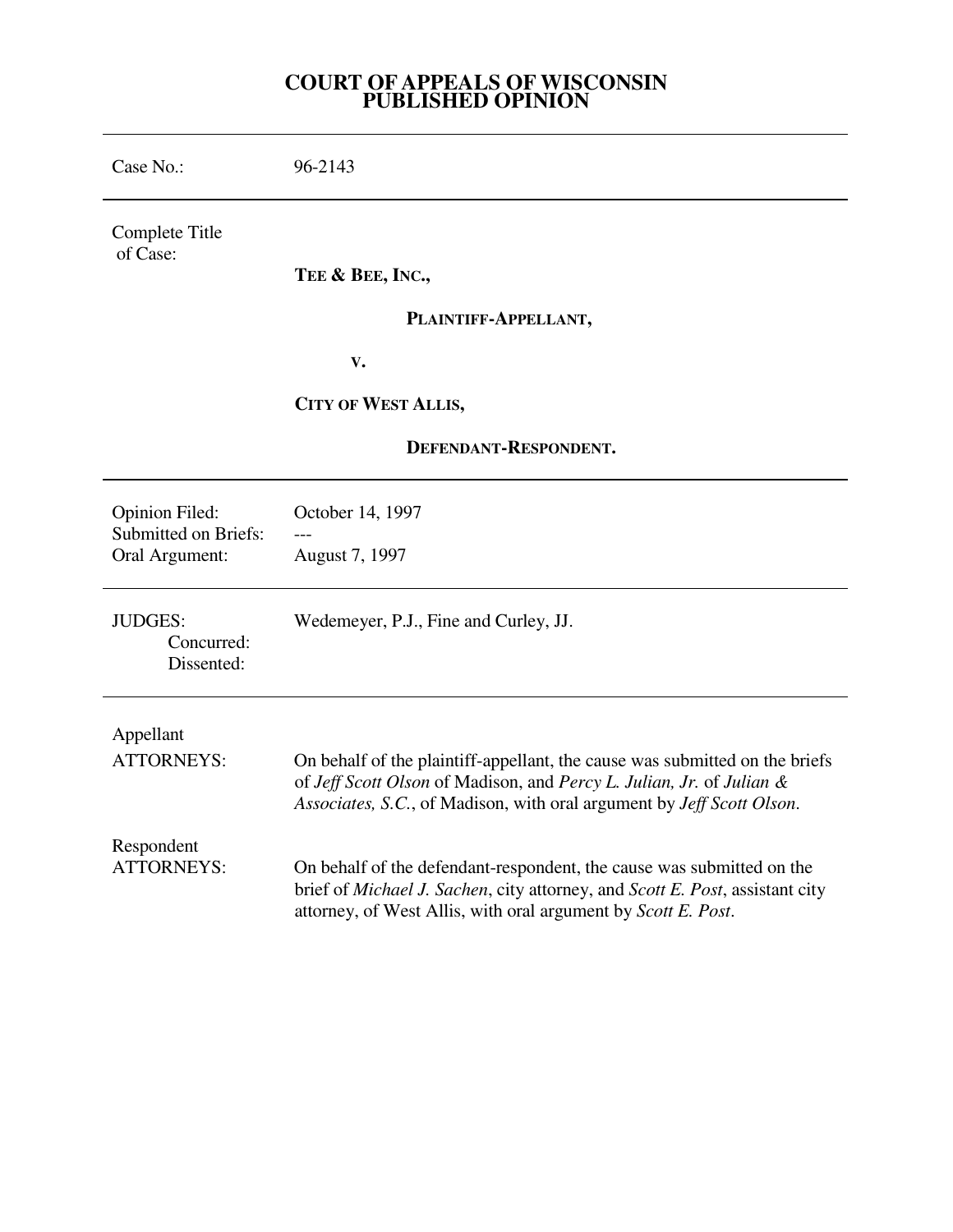# COURT OF APPEALS OF WISCONSIN
# PUBLISHED OPINION

---

| | |
|---|---|
| Case No.: | 96-2143 |
| Complete Title of Case: | **TEE & BEE, INC.,**<br><br>**PLAINTIFF-APPELLANT,**<br><br>**V.**<br><br>**CITY OF WEST ALLIS,**<br><br>**DEFENDANT-RESPONDENT.** |
| Opinion Filed: | October 14, 1997 |
| Submitted on Briefs: | --- |
| Oral Argument: | August 7, 1997 |
| JUDGES: | Wedemeyer, P.J., Fine and Curley, JJ. |
| Concurred: | |
| Dissented: | |
| Appellant ATTORNEYS: | On behalf of the plaintiff-appellant, the cause was submitted on the briefs of *Jeff Scott Olson* of Madison, and *Percy L. Julian, Jr.* of *Julian & Associates, S.C.*, of Madison, with oral argument by *Jeff Scott Olson*. |
| Respondent ATTORNEYS: | On behalf of the defendant-respondent, the cause was submitted on the brief of *Michael J. Sachen*, city attorney, and *Scott E. Post*, assistant city attorney, of West Allis, with oral argument by *Scott E. Post*. |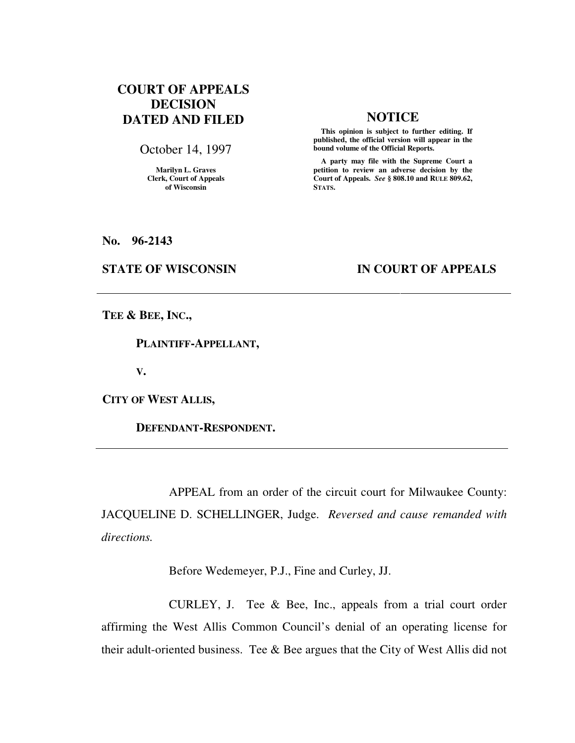# COURT OF APPEALS DECISION DATED AND FILED

October 14, 1997

Marilyn L. Graves
Clerk, Court of Appeals
of Wisconsin

## NOTICE

**This opinion is subject to further editing. If published, the official version will appear in the bound volume of the Official Reports.**

**A party may file with the Supreme Court a petition to review an adverse decision by the Court of Appeals. *See* § 808.10 and RULE 809.62, STATS.**

**No. 96-2143**

**STATE OF WISCONSIN** **IN COURT OF APPEALS**

---

**TEE & BEE, INC.,**

**PLAINTIFF-APPELLANT,**

**V.**

**CITY OF WEST ALLIS,**

**DEFENDANT-RESPONDENT.**

---

APPEAL from an order of the circuit court for Milwaukee County: JACQUELINE D. SCHELLINGER, Judge. *Reversed and cause remanded with directions.*

Before Wedemeyer, P.J., Fine and Curley, JJ.

CURLEY, J. Tee & Bee, Inc., appeals from a trial court order affirming the West Allis Common Council's denial of an operating license for their adult-oriented business. Tee & Bee argues that the City of West Allis did not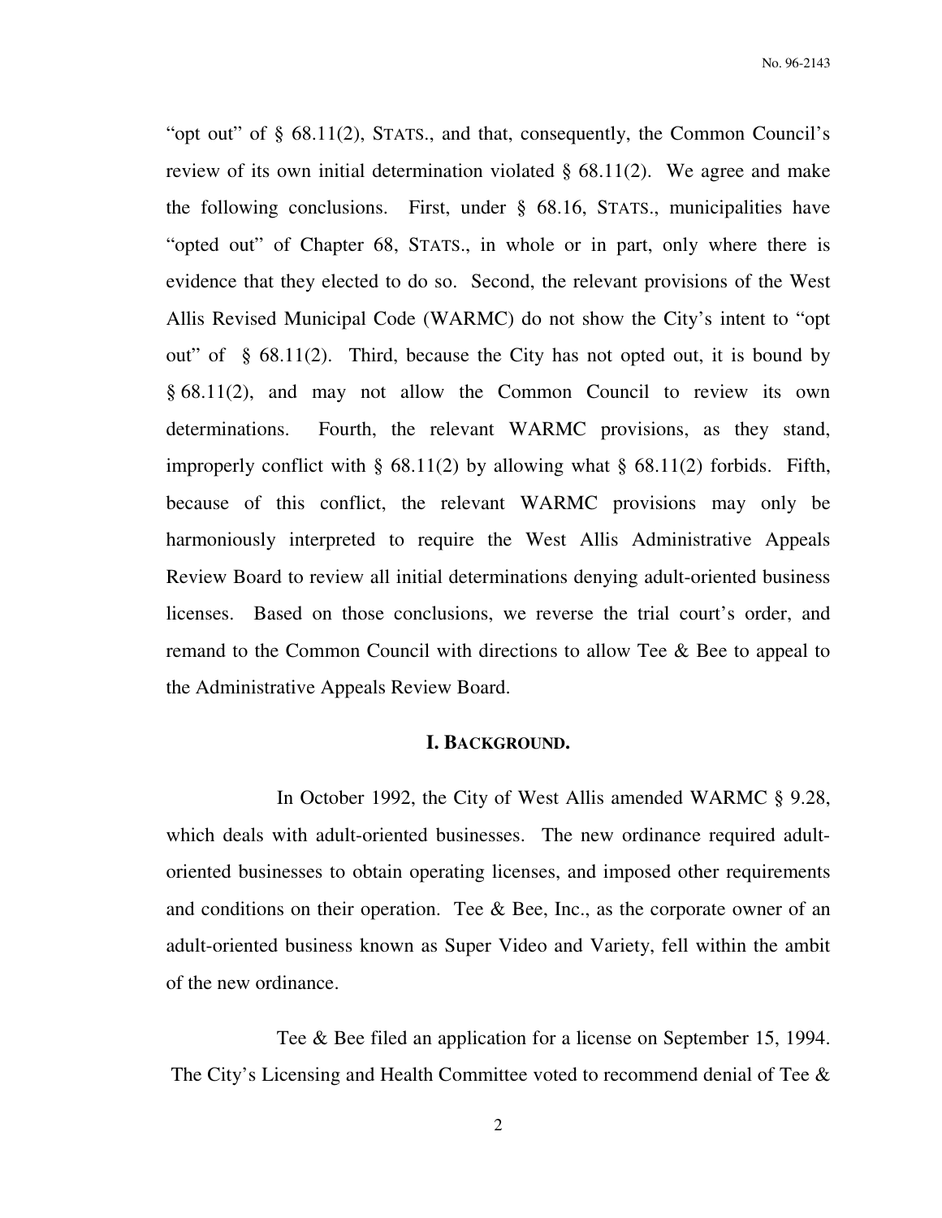"opt out" of § 68.11(2), STATS., and that, consequently, the Common Council's review of its own initial determination violated § 68.11(2). We agree and make the following conclusions. First, under § 68.16, STATS., municipalities have "opted out" of Chapter 68, STATS., in whole or in part, only where there is evidence that they elected to do so. Second, the relevant provisions of the West Allis Revised Municipal Code (WARMC) do not show the City's intent to "opt out" of § 68.11(2). Third, because the City has not opted out, it is bound by § 68.11(2), and may not allow the Common Council to review its own determinations. Fourth, the relevant WARMC provisions, as they stand, improperly conflict with § 68.11(2) by allowing what § 68.11(2) forbids. Fifth, because of this conflict, the relevant WARMC provisions may only be harmoniously interpreted to require the West Allis Administrative Appeals Review Board to review all initial determinations denying adult-oriented business licenses. Based on those conclusions, we reverse the trial court's order, and remand to the Common Council with directions to allow Tee & Bee to appeal to the Administrative Appeals Review Board.

## I. BACKGROUND.

In October 1992, the City of West Allis amended WARMC § 9.28, which deals with adult-oriented businesses. The new ordinance required adult-oriented businesses to obtain operating licenses, and imposed other requirements and conditions on their operation. Tee & Bee, Inc., as the corporate owner of an adult-oriented business known as Super Video and Variety, fell within the ambit of the new ordinance.

Tee & Bee filed an application for a license on September 15, 1994. The City's Licensing and Health Committee voted to recommend denial of Tee &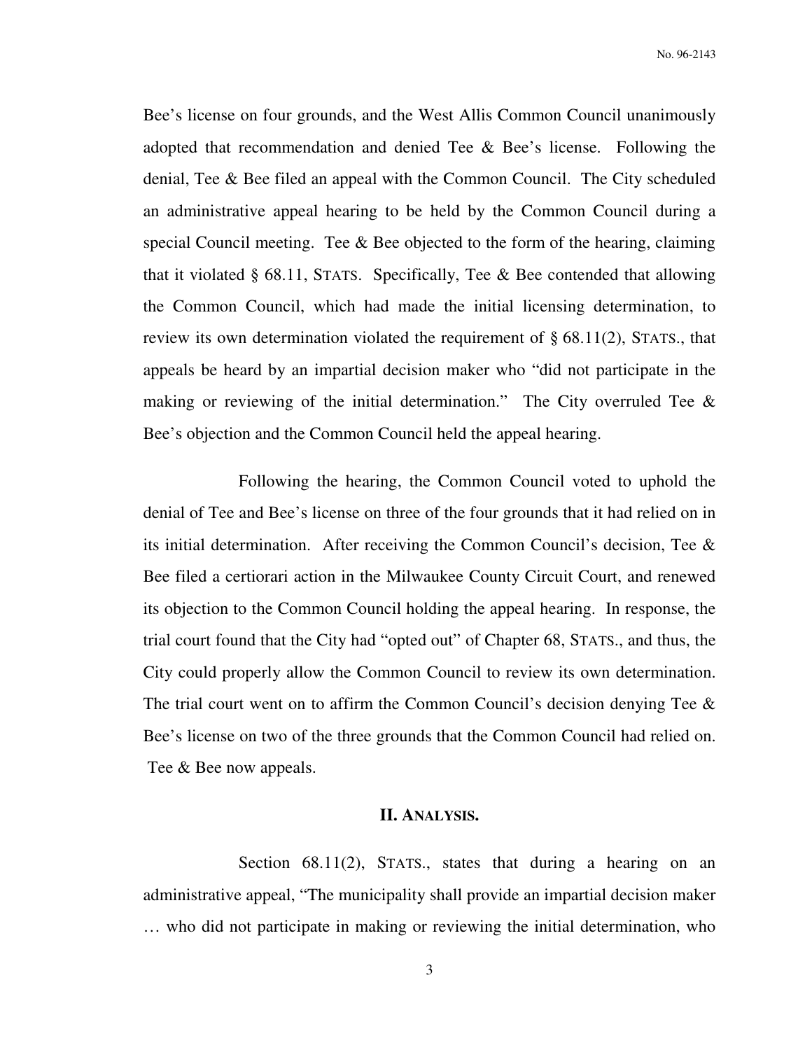Bee's license on four grounds, and the West Allis Common Council unanimously adopted that recommendation and denied Tee & Bee's license. Following the denial, Tee & Bee filed an appeal with the Common Council. The City scheduled an administrative appeal hearing to be held by the Common Council during a special Council meeting. Tee & Bee objected to the form of the hearing, claiming that it violated § 68.11, STATS. Specifically, Tee & Bee contended that allowing the Common Council, which had made the initial licensing determination, to review its own determination violated the requirement of § 68.11(2), STATS., that appeals be heard by an impartial decision maker who "did not participate in the making or reviewing of the initial determination." The City overruled Tee & Bee's objection and the Common Council held the appeal hearing.

Following the hearing, the Common Council voted to uphold the denial of Tee and Bee's license on three of the four grounds that it had relied on in its initial determination. After receiving the Common Council's decision, Tee & Bee filed a certiorari action in the Milwaukee County Circuit Court, and renewed its objection to the Common Council holding the appeal hearing. In response, the trial court found that the City had "opted out" of Chapter 68, STATS., and thus, the City could properly allow the Common Council to review its own determination. The trial court went on to affirm the Common Council's decision denying Tee & Bee's license on two of the three grounds that the Common Council had relied on. Tee & Bee now appeals.

## II. ANALYSIS.

Section 68.11(2), STATS., states that during a hearing on an administrative appeal, "The municipality shall provide an impartial decision maker … who did not participate in making or reviewing the initial determination, who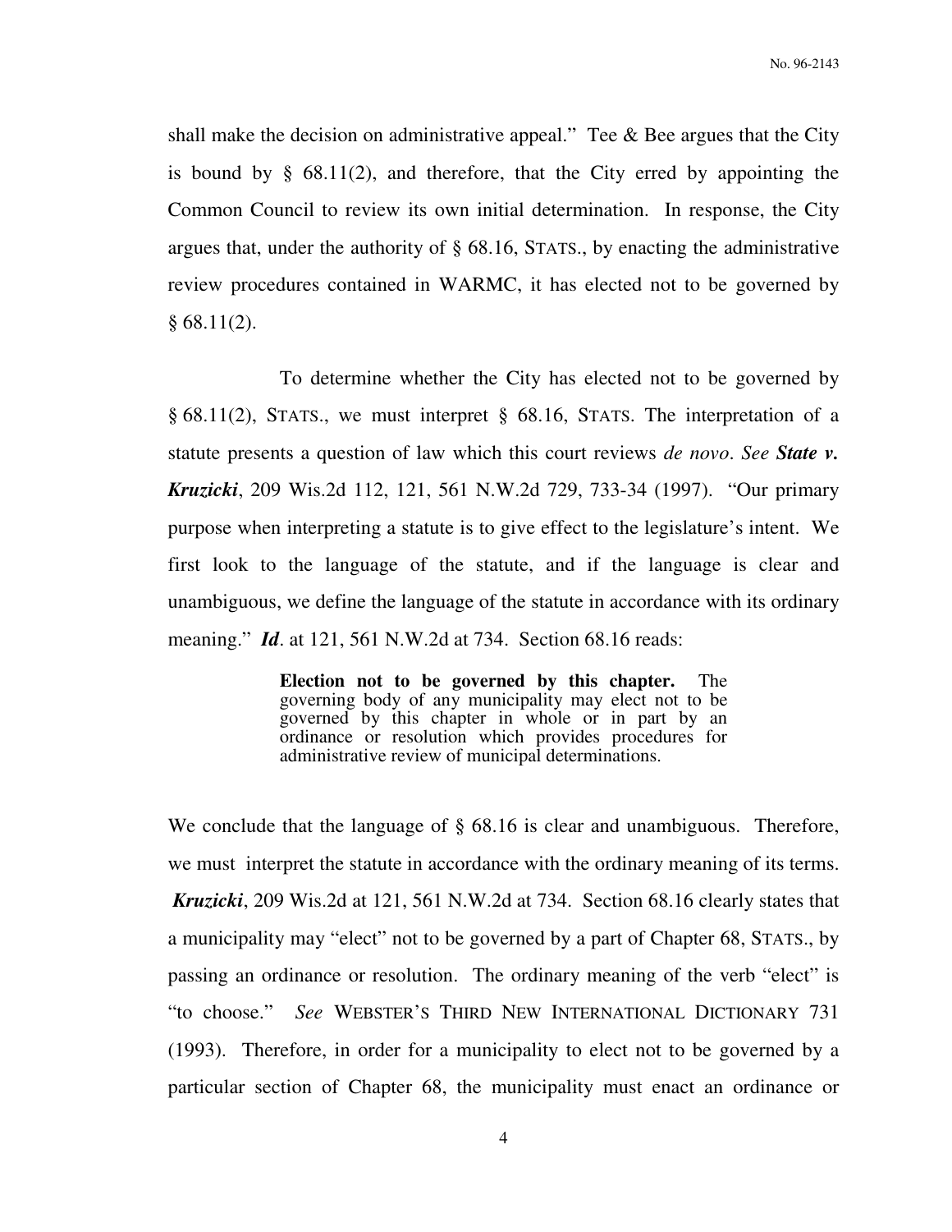shall make the decision on administrative appeal." Tee & Bee argues that the City is bound by § 68.11(2), and therefore, that the City erred by appointing the Common Council to review its own initial determination. In response, the City argues that, under the authority of § 68.16, STATS., by enacting the administrative review procedures contained in WARMC, it has elected not to be governed by § 68.11(2).

To determine whether the City has elected not to be governed by § 68.11(2), STATS., we must interpret § 68.16, STATS. The interpretation of a statute presents a question of law which this court reviews *de novo*. *See* ***State v. Kruzicki***, 209 Wis.2d 112, 121, 561 N.W.2d 729, 733-34 (1997). "Our primary purpose when interpreting a statute is to give effect to the legislature's intent. We first look to the language of the statute, and if the language is clear and unambiguous, we define the language of the statute in accordance with its ordinary meaning." ***Id***. at 121, 561 N.W.2d at 734. Section 68.16 reads:

> **Election not to be governed by this chapter.** The governing body of any municipality may elect not to be governed by this chapter in whole or in part by an ordinance or resolution which provides procedures for administrative review of municipal determinations.

We conclude that the language of § 68.16 is clear and unambiguous. Therefore, we must interpret the statute in accordance with the ordinary meaning of its terms. ***Kruzicki***, 209 Wis.2d at 121, 561 N.W.2d at 734. Section 68.16 clearly states that a municipality may "elect" not to be governed by a part of Chapter 68, STATS., by passing an ordinance or resolution. The ordinary meaning of the verb "elect" is "to choose." *See* WEBSTER'S THIRD NEW INTERNATIONAL DICTIONARY 731 (1993). Therefore, in order for a municipality to elect not to be governed by a particular section of Chapter 68, the municipality must enact an ordinance or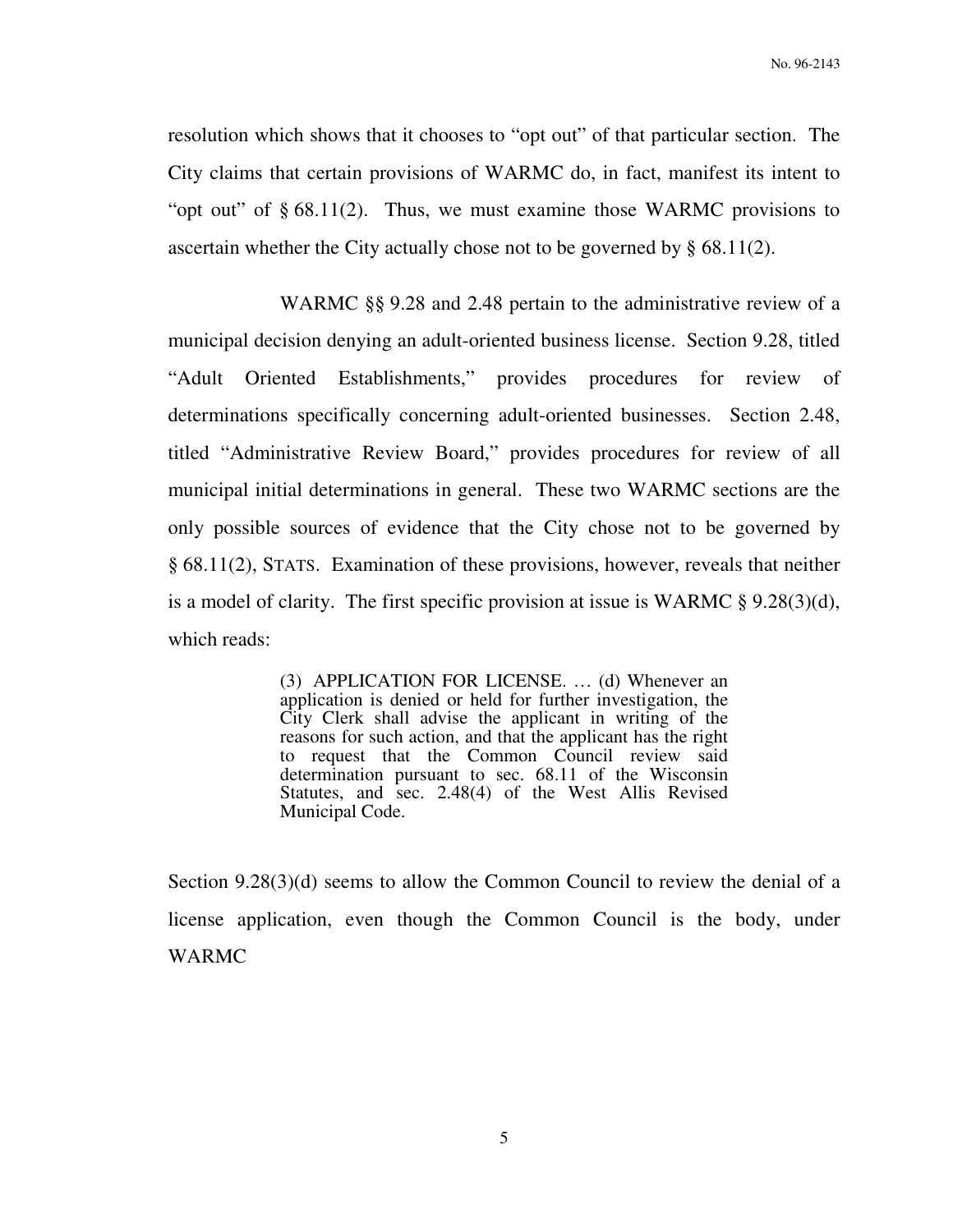resolution which shows that it chooses to "opt out" of that particular section. The City claims that certain provisions of WARMC do, in fact, manifest its intent to "opt out" of § 68.11(2). Thus, we must examine those WARMC provisions to ascertain whether the City actually chose not to be governed by § 68.11(2).

WARMC §§ 9.28 and 2.48 pertain to the administrative review of a municipal decision denying an adult-oriented business license. Section 9.28, titled "Adult Oriented Establishments," provides procedures for review of determinations specifically concerning adult-oriented businesses. Section 2.48, titled "Administrative Review Board," provides procedures for review of all municipal initial determinations in general. These two WARMC sections are the only possible sources of evidence that the City chose not to be governed by § 68.11(2), STATS. Examination of these provisions, however, reveals that neither is a model of clarity. The first specific provision at issue is WARMC § 9.28(3)(d), which reads:

> (3) APPLICATION FOR LICENSE. … (d) Whenever an application is denied or held for further investigation, the City Clerk shall advise the applicant in writing of the reasons for such action, and that the applicant has the right to request that the Common Council review said determination pursuant to sec. 68.11 of the Wisconsin Statutes, and sec. 2.48(4) of the West Allis Revised Municipal Code.

Section 9.28(3)(d) seems to allow the Common Council to review the denial of a license application, even though the Common Council is the body, under WARMC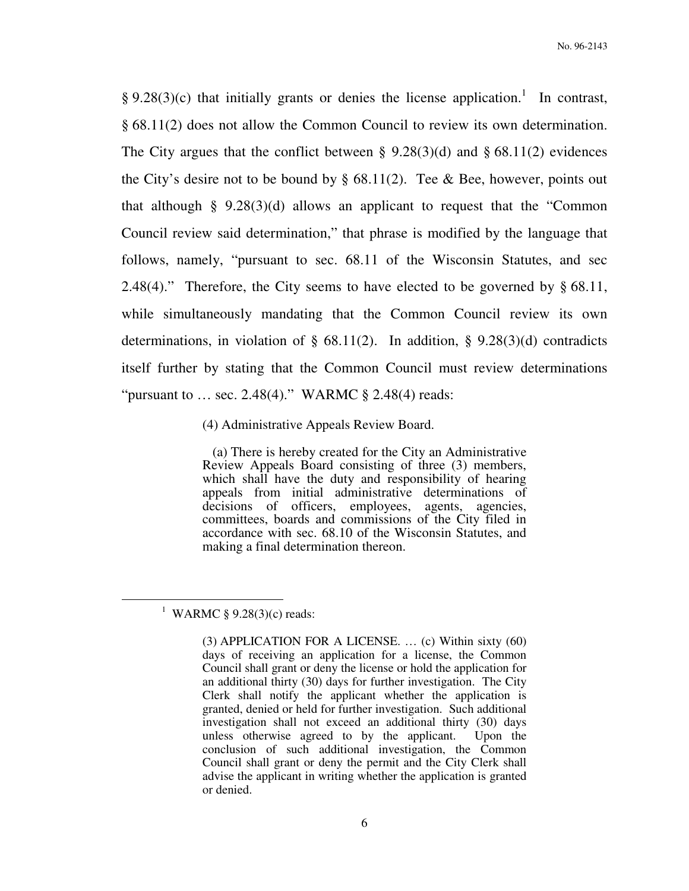§ 9.28(3)(c) that initially grants or denies the license application.[1] In contrast, § 68.11(2) does not allow the Common Council to review its own determination. The City argues that the conflict between § 9.28(3)(d) and § 68.11(2) evidences the City's desire not to be bound by § 68.11(2). Tee & Bee, however, points out that although § 9.28(3)(d) allows an applicant to request that the "Common Council review said determination," that phrase is modified by the language that follows, namely, "pursuant to sec. 68.11 of the Wisconsin Statutes, and sec 2.48(4)." Therefore, the City seems to have elected to be governed by § 68.11, while simultaneously mandating that the Common Council review its own determinations, in violation of § 68.11(2). In addition, § 9.28(3)(d) contradicts itself further by stating that the Common Council must review determinations "pursuant to … sec. 2.48(4)." WARMC § 2.48(4) reads:

> (4) Administrative Appeals Review Board.
>
> (a) There is hereby created for the City an Administrative Review Appeals Board consisting of three (3) members, which shall have the duty and responsibility of hearing appeals from initial administrative determinations of decisions of officers, employees, agents, agencies, committees, boards and commissions of the City filed in accordance with sec. 68.10 of the Wisconsin Statutes, and making a final determination thereon.

---

[1] WARMC § 9.28(3)(c) reads:

> (3) APPLICATION FOR A LICENSE. … (c) Within sixty (60) days of receiving an application for a license, the Common Council shall grant or deny the license or hold the application for an additional thirty (30) days for further investigation. The City Clerk shall notify the applicant whether the application is granted, denied or held for further investigation. Such additional investigation shall not exceed an additional thirty (30) days unless otherwise agreed to by the applicant. Upon the conclusion of such additional investigation, the Common Council shall grant or deny the permit and the City Clerk shall advise the applicant in writing whether the application is granted or denied.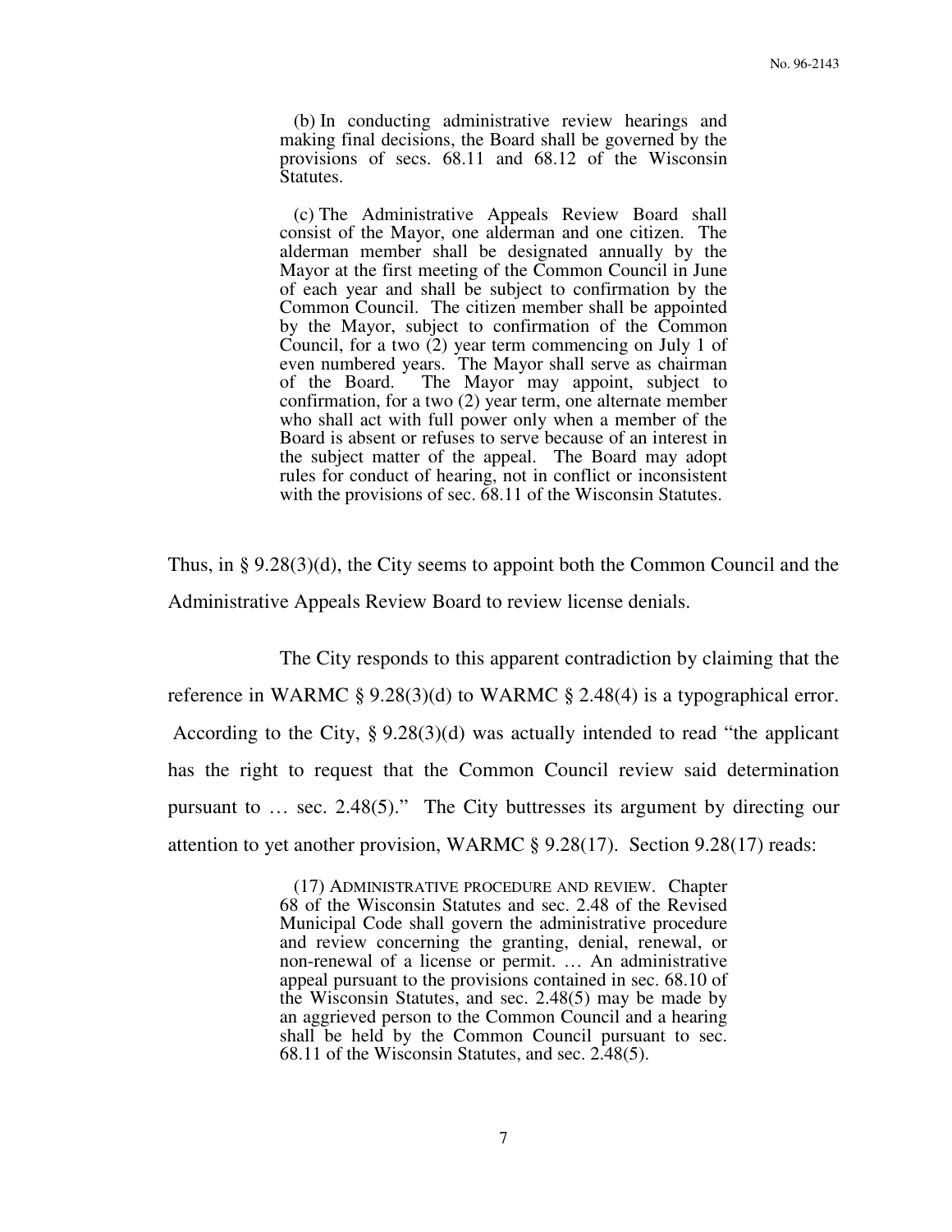> (b) In conducting administrative review hearings and making final decisions, the Board shall be governed by the provisions of secs. 68.11 and 68.12 of the Wisconsin Statutes.
>
> (c) The Administrative Appeals Review Board shall consist of the Mayor, one alderman and one citizen. The alderman member shall be designated annually by the Mayor at the first meeting of the Common Council in June of each year and shall be subject to confirmation by the Common Council. The citizen member shall be appointed by the Mayor, subject to confirmation of the Common Council, for a two (2) year term commencing on July 1 of even numbered years. The Mayor shall serve as chairman of the Board. The Mayor may appoint, subject to confirmation, for a two (2) year term, one alternate member who shall act with full power only when a member of the Board is absent or refuses to serve because of an interest in the subject matter of the appeal. The Board may adopt rules for conduct of hearing, not in conflict or inconsistent with the provisions of sec. 68.11 of the Wisconsin Statutes.

Thus, in § 9.28(3)(d), the City seems to appoint both the Common Council and the Administrative Appeals Review Board to review license denials.

The City responds to this apparent contradiction by claiming that the reference in WARMC § 9.28(3)(d) to WARMC § 2.48(4) is a typographical error. According to the City, § 9.28(3)(d) was actually intended to read "the applicant has the right to request that the Common Council review said determination pursuant to … sec. 2.48(5)." The City buttresses its argument by directing our attention to yet another provision, WARMC § 9.28(17). Section 9.28(17) reads:

> (17) ADMINISTRATIVE PROCEDURE AND REVIEW. Chapter 68 of the Wisconsin Statutes and sec. 2.48 of the Revised Municipal Code shall govern the administrative procedure and review concerning the granting, denial, renewal, or non-renewal of a license or permit. … An administrative appeal pursuant to the provisions contained in sec. 68.10 of the Wisconsin Statutes, and sec. 2.48(5) may be made by an aggrieved person to the Common Council and a hearing shall be held by the Common Council pursuant to sec. 68.11 of the Wisconsin Statutes, and sec. 2.48(5).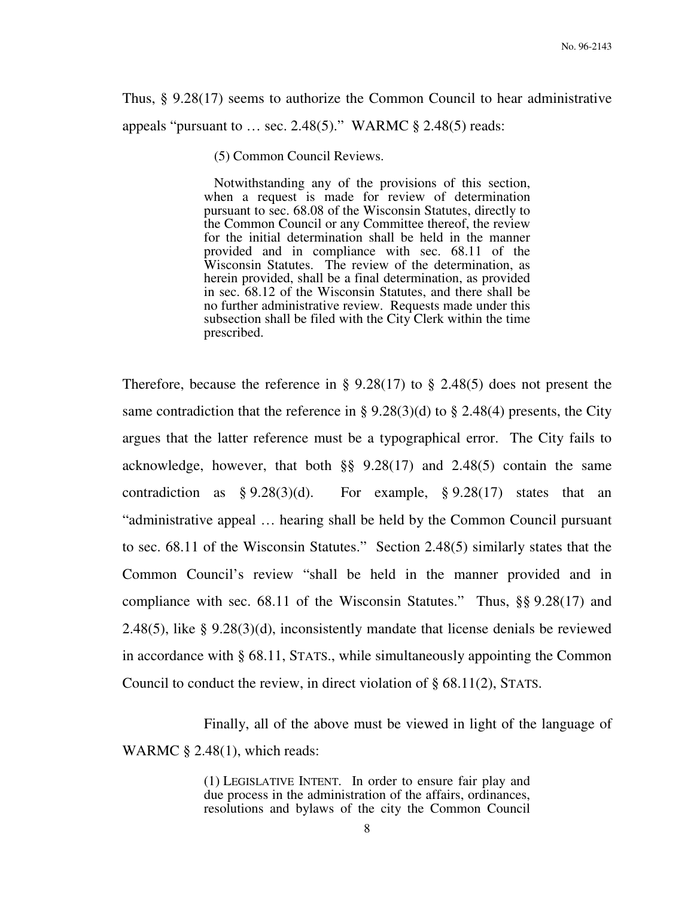Thus, § 9.28(17) seems to authorize the Common Council to hear administrative appeals "pursuant to … sec. 2.48(5)." WARMC § 2.48(5) reads:

> (5) Common Council Reviews.
>
> Notwithstanding any of the provisions of this section, when a request is made for review of determination pursuant to sec. 68.08 of the Wisconsin Statutes, directly to the Common Council or any Committee thereof, the review for the initial determination shall be held in the manner provided and in compliance with sec. 68.11 of the Wisconsin Statutes. The review of the determination, as herein provided, shall be a final determination, as provided in sec. 68.12 of the Wisconsin Statutes, and there shall be no further administrative review. Requests made under this subsection shall be filed with the City Clerk within the time prescribed.

Therefore, because the reference in § 9.28(17) to § 2.48(5) does not present the same contradiction that the reference in § 9.28(3)(d) to § 2.48(4) presents, the City argues that the latter reference must be a typographical error. The City fails to acknowledge, however, that both §§ 9.28(17) and 2.48(5) contain the same contradiction as § 9.28(3)(d). For example, § 9.28(17) states that an "administrative appeal … hearing shall be held by the Common Council pursuant to sec. 68.11 of the Wisconsin Statutes." Section 2.48(5) similarly states that the Common Council's review "shall be held in the manner provided and in compliance with sec. 68.11 of the Wisconsin Statutes." Thus, §§ 9.28(17) and 2.48(5), like § 9.28(3)(d), inconsistently mandate that license denials be reviewed in accordance with § 68.11, STATS., while simultaneously appointing the Common Council to conduct the review, in direct violation of § 68.11(2), STATS.

Finally, all of the above must be viewed in light of the language of WARMC § 2.48(1), which reads:

> (1) LEGISLATIVE INTENT. In order to ensure fair play and due process in the administration of the affairs, ordinances, resolutions and bylaws of the city the Common Council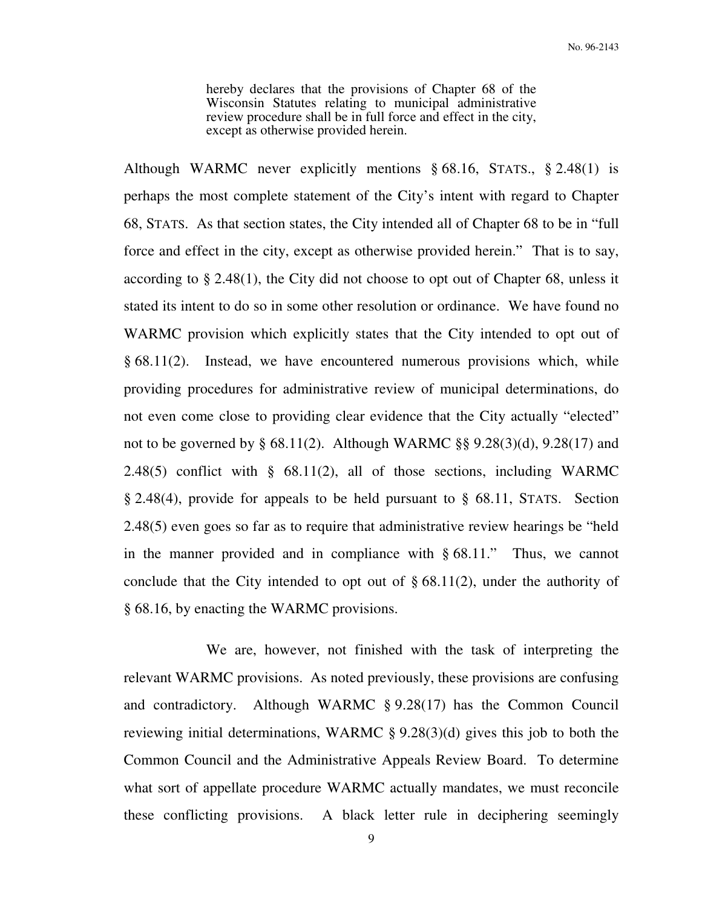> hereby declares that the provisions of Chapter 68 of the Wisconsin Statutes relating to municipal administrative review procedure shall be in full force and effect in the city, except as otherwise provided herein.

Although WARMC never explicitly mentions § 68.16, STATS., § 2.48(1) is perhaps the most complete statement of the City's intent with regard to Chapter 68, STATS. As that section states, the City intended all of Chapter 68 to be in "full force and effect in the city, except as otherwise provided herein." That is to say, according to § 2.48(1), the City did not choose to opt out of Chapter 68, unless it stated its intent to do so in some other resolution or ordinance. We have found no WARMC provision which explicitly states that the City intended to opt out of § 68.11(2). Instead, we have encountered numerous provisions which, while providing procedures for administrative review of municipal determinations, do not even come close to providing clear evidence that the City actually "elected" not to be governed by § 68.11(2). Although WARMC §§ 9.28(3)(d), 9.28(17) and 2.48(5) conflict with § 68.11(2), all of those sections, including WARMC § 2.48(4), provide for appeals to be held pursuant to § 68.11, STATS. Section 2.48(5) even goes so far as to require that administrative review hearings be "held in the manner provided and in compliance with § 68.11." Thus, we cannot conclude that the City intended to opt out of § 68.11(2), under the authority of § 68.16, by enacting the WARMC provisions.

We are, however, not finished with the task of interpreting the relevant WARMC provisions. As noted previously, these provisions are confusing and contradictory. Although WARMC § 9.28(17) has the Common Council reviewing initial determinations, WARMC § 9.28(3)(d) gives this job to both the Common Council and the Administrative Appeals Review Board. To determine what sort of appellate procedure WARMC actually mandates, we must reconcile these conflicting provisions. A black letter rule in deciphering seemingly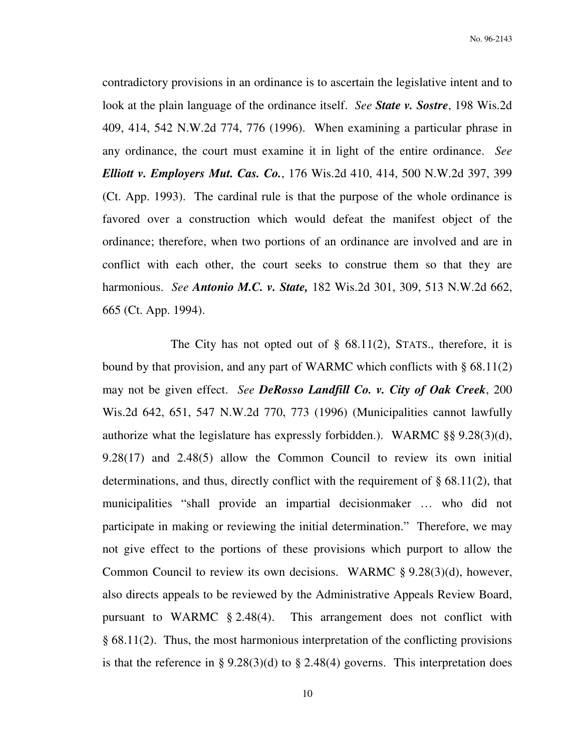contradictory provisions in an ordinance is to ascertain the legislative intent and to look at the plain language of the ordinance itself. *See **State v. Sostre***, 198 Wis.2d 409, 414, 542 N.W.2d 774, 776 (1996). When examining a particular phrase in any ordinance, the court must examine it in light of the entire ordinance. *See **Elliott v. Employers Mut. Cas. Co.***, 176 Wis.2d 410, 414, 500 N.W.2d 397, 399 (Ct. App. 1993). The cardinal rule is that the purpose of the whole ordinance is favored over a construction which would defeat the manifest object of the ordinance; therefore, when two portions of an ordinance are involved and are in conflict with each other, the court seeks to construe them so that they are harmonious. *See **Antonio M.C. v. State,*** 182 Wis.2d 301, 309, 513 N.W.2d 662, 665 (Ct. App. 1994).

The City has not opted out of § 68.11(2), STATS., therefore, it is bound by that provision, and any part of WARMC which conflicts with § 68.11(2) may not be given effect. *See **DeRosso Landfill Co. v. City of Oak Creek***, 200 Wis.2d 642, 651, 547 N.W.2d 770, 773 (1996) (Municipalities cannot lawfully authorize what the legislature has expressly forbidden.). WARMC §§ 9.28(3)(d), 9.28(17) and 2.48(5) allow the Common Council to review its own initial determinations, and thus, directly conflict with the requirement of § 68.11(2), that municipalities "shall provide an impartial decisionmaker … who did not participate in making or reviewing the initial determination." Therefore, we may not give effect to the portions of these provisions which purport to allow the Common Council to review its own decisions. WARMC § 9.28(3)(d), however, also directs appeals to be reviewed by the Administrative Appeals Review Board, pursuant to WARMC § 2.48(4). This arrangement does not conflict with § 68.11(2). Thus, the most harmonious interpretation of the conflicting provisions is that the reference in § 9.28(3)(d) to § 2.48(4) governs. This interpretation does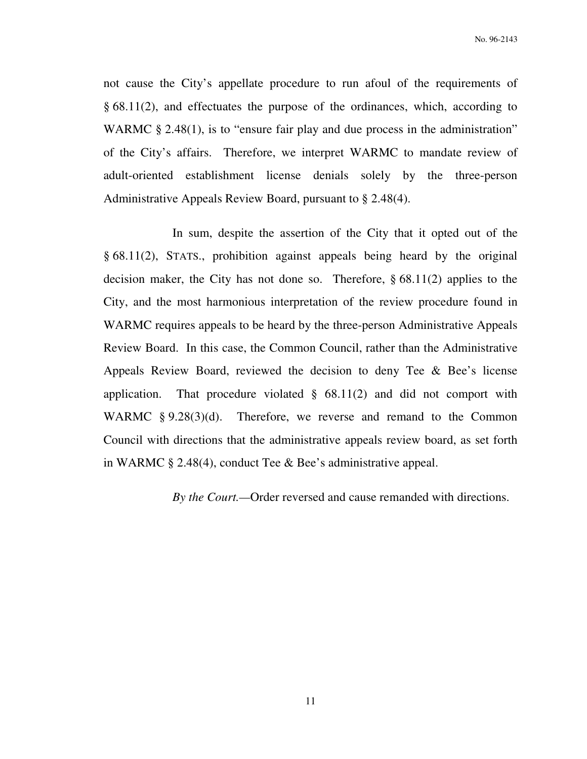not cause the City's appellate procedure to run afoul of the requirements of § 68.11(2), and effectuates the purpose of the ordinances, which, according to WARMC § 2.48(1), is to "ensure fair play and due process in the administration" of the City's affairs. Therefore, we interpret WARMC to mandate review of adult-oriented establishment license denials solely by the three-person Administrative Appeals Review Board, pursuant to § 2.48(4).

In sum, despite the assertion of the City that it opted out of the § 68.11(2), STATS., prohibition against appeals being heard by the original decision maker, the City has not done so. Therefore, § 68.11(2) applies to the City, and the most harmonious interpretation of the review procedure found in WARMC requires appeals to be heard by the three-person Administrative Appeals Review Board. In this case, the Common Council, rather than the Administrative Appeals Review Board, reviewed the decision to deny Tee & Bee's license application. That procedure violated § 68.11(2) and did not comport with WARMC § 9.28(3)(d). Therefore, we reverse and remand to the Common Council with directions that the administrative appeals review board, as set forth in WARMC § 2.48(4), conduct Tee & Bee's administrative appeal.

*By the Court.*—Order reversed and cause remanded with directions.